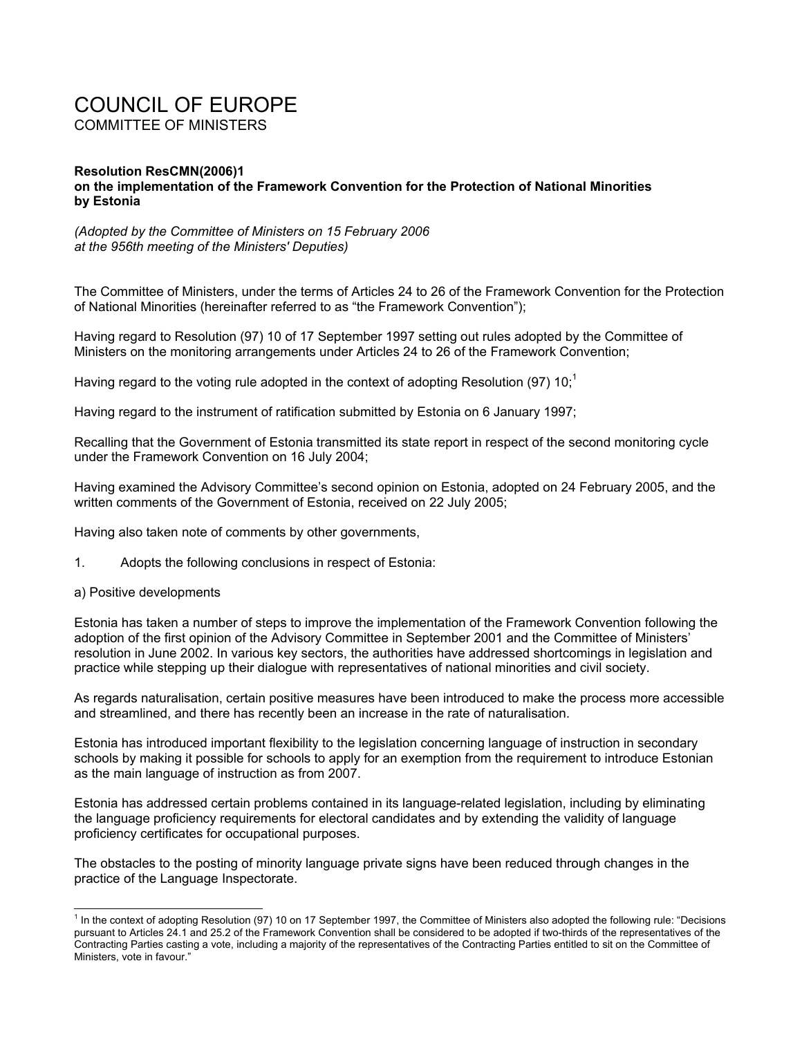# COUNCIL OF EUROPE

COMMITTEE OF MINISTERS

**Resolution ResCMN(2006)1**
**on the implementation of the Framework Convention for the Protection of National Minorities by Estonia**

*(Adopted by the Committee of Ministers on 15 February 2006 at the 956th meeting of the Ministers' Deputies)*

The Committee of Ministers, under the terms of Articles 24 to 26 of the Framework Convention for the Protection of National Minorities (hereinafter referred to as "the Framework Convention");

Having regard to Resolution (97) 10 of 17 September 1997 setting out rules adopted by the Committee of Ministers on the monitoring arrangements under Articles 24 to 26 of the Framework Convention;

Having regard to the voting rule adopted in the context of adopting Resolution (97) 10;[1]

Having regard to the instrument of ratification submitted by Estonia on 6 January 1997;

Recalling that the Government of Estonia transmitted its state report in respect of the second monitoring cycle under the Framework Convention on 16 July 2004;

Having examined the Advisory Committee's second opinion on Estonia, adopted on 24 February 2005, and the written comments of the Government of Estonia, received on 22 July 2005;

Having also taken note of comments by other governments,

1. Adopts the following conclusions in respect of Estonia:

a) Positive developments

Estonia has taken a number of steps to improve the implementation of the Framework Convention following the adoption of the first opinion of the Advisory Committee in September 2001 and the Committee of Ministers' resolution in June 2002. In various key sectors, the authorities have addressed shortcomings in legislation and practice while stepping up their dialogue with representatives of national minorities and civil society.

As regards naturalisation, certain positive measures have been introduced to make the process more accessible and streamlined, and there has recently been an increase in the rate of naturalisation.

Estonia has introduced important flexibility to the legislation concerning language of instruction in secondary schools by making it possible for schools to apply for an exemption from the requirement to introduce Estonian as the main language of instruction as from 2007.

Estonia has addressed certain problems contained in its language-related legislation, including by eliminating the language proficiency requirements for electoral candidates and by extending the validity of language proficiency certificates for occupational purposes.

The obstacles to the posting of minority language private signs have been reduced through changes in the practice of the Language Inspectorate.

[1] In the context of adopting Resolution (97) 10 on 17 September 1997, the Committee of Ministers also adopted the following rule: "Decisions pursuant to Articles 24.1 and 25.2 of the Framework Convention shall be considered to be adopted if two-thirds of the representatives of the Contracting Parties casting a vote, including a majority of the representatives of the Contracting Parties entitled to sit on the Committee of Ministers, vote in favour."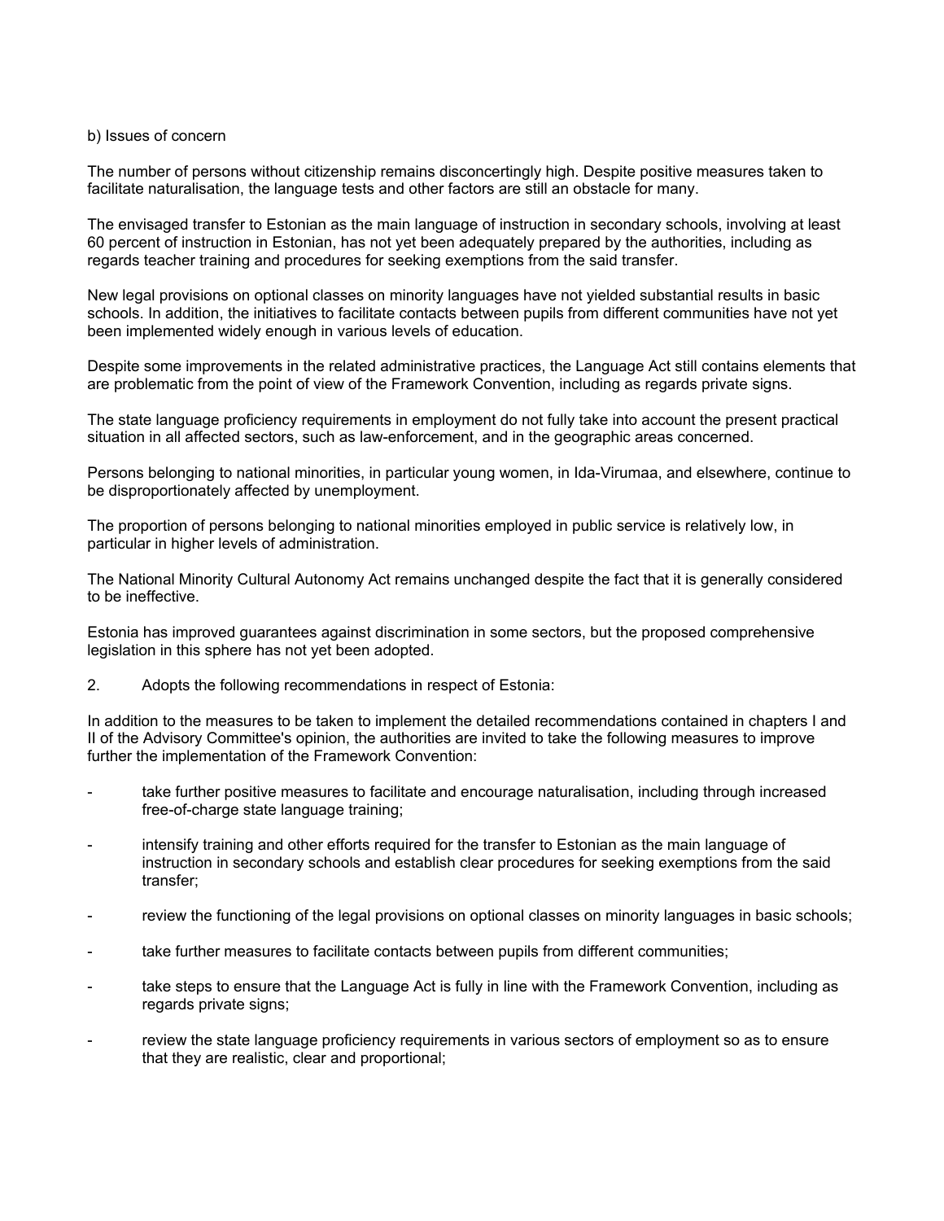b) Issues of concern

The number of persons without citizenship remains disconcertingly high. Despite positive measures taken to facilitate naturalisation, the language tests and other factors are still an obstacle for many.

The envisaged transfer to Estonian as the main language of instruction in secondary schools, involving at least 60 percent of instruction in Estonian, has not yet been adequately prepared by the authorities, including as regards teacher training and procedures for seeking exemptions from the said transfer.

New legal provisions on optional classes on minority languages have not yielded substantial results in basic schools. In addition, the initiatives to facilitate contacts between pupils from different communities have not yet been implemented widely enough in various levels of education.

Despite some improvements in the related administrative practices, the Language Act still contains elements that are problematic from the point of view of the Framework Convention, including as regards private signs.

The state language proficiency requirements in employment do not fully take into account the present practical situation in all affected sectors, such as law-enforcement, and in the geographic areas concerned.

Persons belonging to national minorities, in particular young women, in Ida-Virumaa, and elsewhere, continue to be disproportionately affected by unemployment.

The proportion of persons belonging to national minorities employed in public service is relatively low, in particular in higher levels of administration.

The National Minority Cultural Autonomy Act remains unchanged despite the fact that it is generally considered to be ineffective.

Estonia has improved guarantees against discrimination in some sectors, but the proposed comprehensive legislation in this sphere has not yet been adopted.

2. Adopts the following recommendations in respect of Estonia:

In addition to the measures to be taken to implement the detailed recommendations contained in chapters I and II of the Advisory Committee's opinion, the authorities are invited to take the following measures to improve further the implementation of the Framework Convention:

- take further positive measures to facilitate and encourage naturalisation, including through increased free-of-charge state language training;
- intensify training and other efforts required for the transfer to Estonian as the main language of instruction in secondary schools and establish clear procedures for seeking exemptions from the said transfer;
- review the functioning of the legal provisions on optional classes on minority languages in basic schools;
- take further measures to facilitate contacts between pupils from different communities;
- take steps to ensure that the Language Act is fully in line with the Framework Convention, including as regards private signs;
- review the state language proficiency requirements in various sectors of employment so as to ensure that they are realistic, clear and proportional;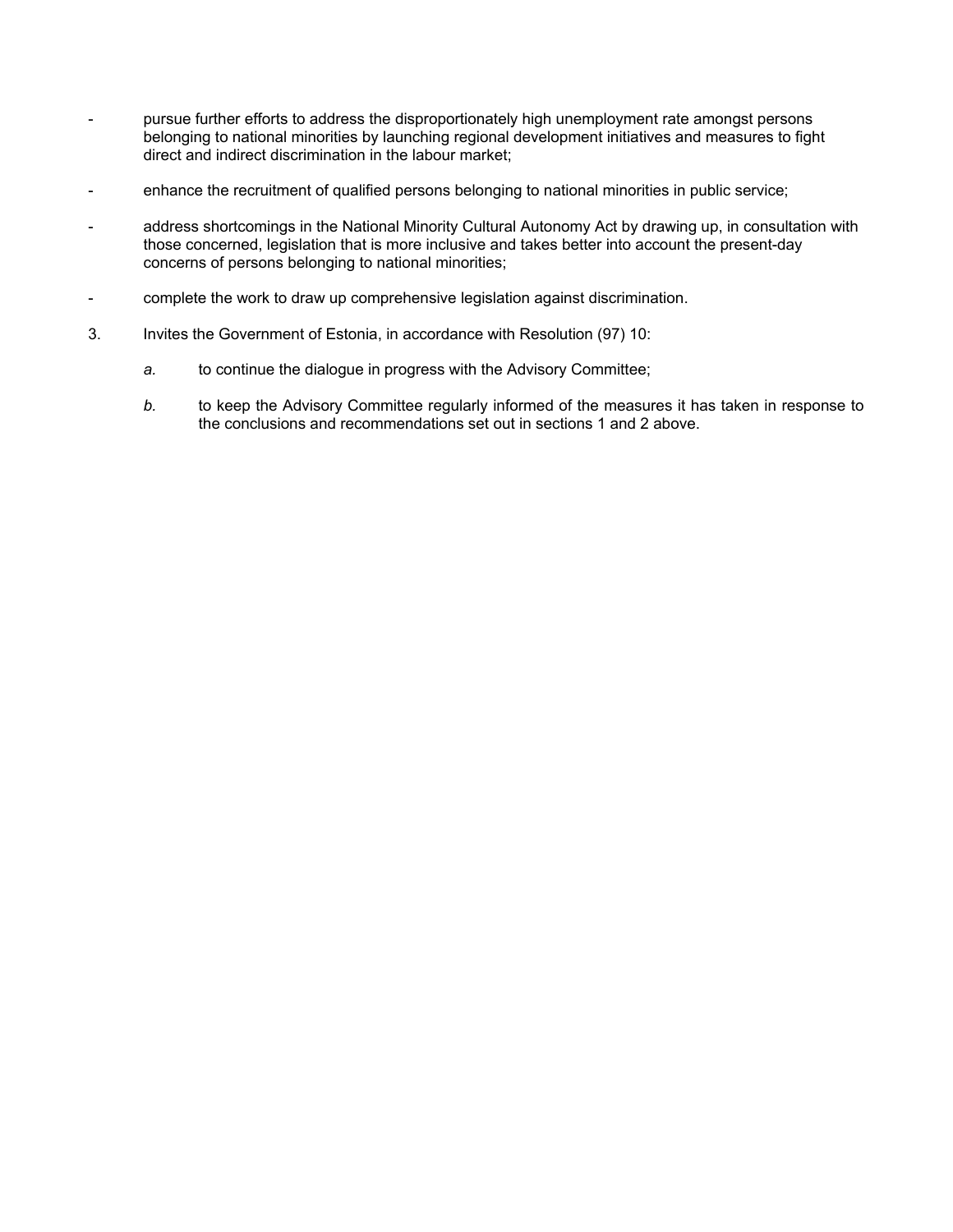- pursue further efforts to address the disproportionately high unemployment rate amongst persons belonging to national minorities by launching regional development initiatives and measures to fight direct and indirect discrimination in the labour market;

- enhance the recruitment of qualified persons belonging to national minorities in public service;

- address shortcomings in the National Minority Cultural Autonomy Act by drawing up, in consultation with those concerned, legislation that is more inclusive and takes better into account the present-day concerns of persons belonging to national minorities;

- complete the work to draw up comprehensive legislation against discrimination.

3. Invites the Government of Estonia, in accordance with Resolution (97) 10:

   *a.* to continue the dialogue in progress with the Advisory Committee;

   *b.* to keep the Advisory Committee regularly informed of the measures it has taken in response to the conclusions and recommendations set out in sections 1 and 2 above.